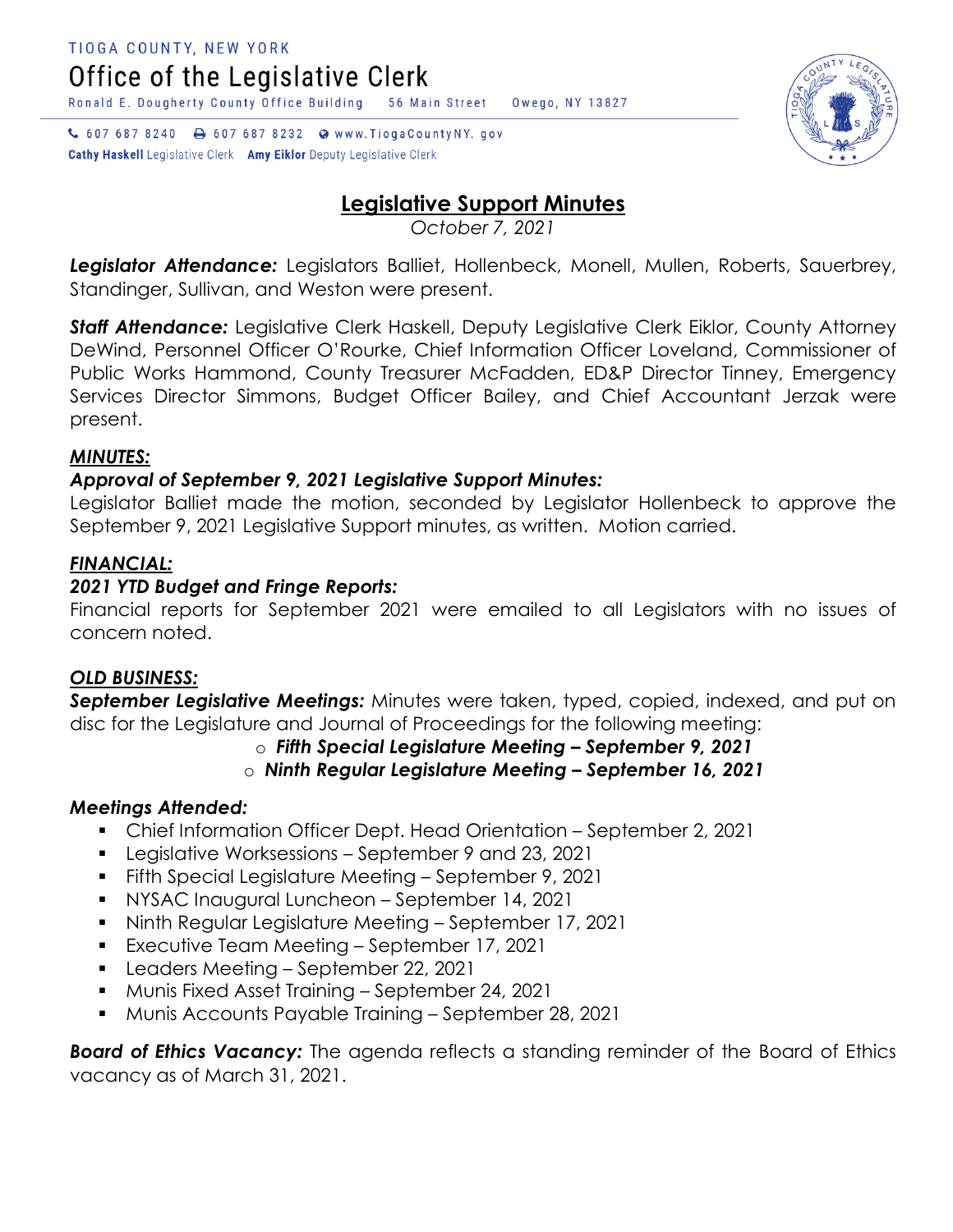TIOGA COUNTY, NEW YORK

Office of the Legislative Clerk

Ronald E. Dougherty County Office Building 56 Main Street Owego, NY 13827

607 687 8240 607 687 8232 www.TiogaCountyNY.gov

**Cathy Haskell** Legislative Clerk **Amy Eiklor** Deputy Legislative Clerk

# Legislative Support Minutes

*October 7, 2021*

***Legislator Attendance:*** Legislators Balliet, Hollenbeck, Monell, Mullen, Roberts, Sauerbrey, Standinger, Sullivan, and Weston were present.

***Staff Attendance:*** Legislative Clerk Haskell, Deputy Legislative Clerk Eiklor, County Attorney DeWind, Personnel Officer O'Rourke, Chief Information Officer Loveland, Commissioner of Public Works Hammond, County Treasurer McFadden, ED&P Director Tinney, Emergency Services Director Simmons, Budget Officer Bailey, and Chief Accountant Jerzak were present.

***MINUTES:***

***Approval of September 9, 2021 Legislative Support Minutes:***

Legislator Balliet made the motion, seconded by Legislator Hollenbeck to approve the September 9, 2021 Legislative Support minutes, as written. Motion carried.

***FINANCIAL:***

***2021 YTD Budget and Fringe Reports:***

Financial reports for September 2021 were emailed to all Legislators with no issues of concern noted.

***OLD BUSINESS:***

***September Legislative Meetings:*** Minutes were taken, typed, copied, indexed, and put on disc for the Legislature and Journal of Proceedings for the following meeting:

- ***Fifth Special Legislature Meeting – September 9, 2021***
- ***Ninth Regular Legislature Meeting – September 16, 2021***

***Meetings Attended:***

- Chief Information Officer Dept. Head Orientation – September 2, 2021
- Legislative Worksessions – September 9 and 23, 2021
- Fifth Special Legislature Meeting – September 9, 2021
- NYSAC Inaugural Luncheon – September 14, 2021
- Ninth Regular Legislature Meeting – September 17, 2021
- Executive Team Meeting – September 17, 2021
- Leaders Meeting – September 22, 2021
- Munis Fixed Asset Training – September 24, 2021
- Munis Accounts Payable Training – September 28, 2021

***Board of Ethics Vacancy:*** The agenda reflects a standing reminder of the Board of Ethics vacancy as of March 31, 2021.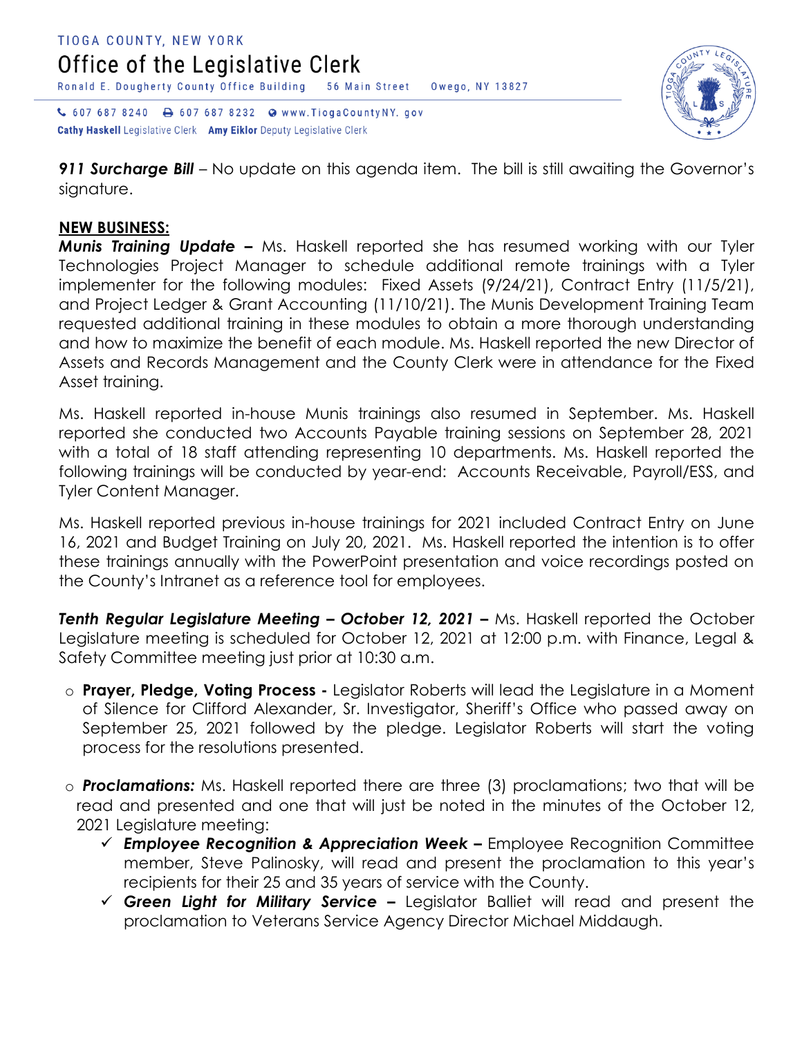***911 Surcharge Bill*** – No update on this agenda item. The bill is still awaiting the Governor's signature.

**NEW BUSINESS:**

***Munis Training Update –*** Ms. Haskell reported she has resumed working with our Tyler Technologies Project Manager to schedule additional remote trainings with a Tyler implementer for the following modules: Fixed Assets (9/24/21), Contract Entry (11/5/21), and Project Ledger & Grant Accounting (11/10/21). The Munis Development Training Team requested additional training in these modules to obtain a more thorough understanding and how to maximize the benefit of each module. Ms. Haskell reported the new Director of Assets and Records Management and the County Clerk were in attendance for the Fixed Asset training.

Ms. Haskell reported in-house Munis trainings also resumed in September. Ms. Haskell reported she conducted two Accounts Payable training sessions on September 28, 2021 with a total of 18 staff attending representing 10 departments. Ms. Haskell reported the following trainings will be conducted by year-end: Accounts Receivable, Payroll/ESS, and Tyler Content Manager.

Ms. Haskell reported previous in-house trainings for 2021 included Contract Entry on June 16, 2021 and Budget Training on July 20, 2021. Ms. Haskell reported the intention is to offer these trainings annually with the PowerPoint presentation and voice recordings posted on the County's Intranet as a reference tool for employees.

***Tenth Regular Legislature Meeting – October 12, 2021 –*** Ms. Haskell reported the October Legislature meeting is scheduled for October 12, 2021 at 12:00 p.m. with Finance, Legal & Safety Committee meeting just prior at 10:30 a.m.

- **Prayer, Pledge, Voting Process -** Legislator Roberts will lead the Legislature in a Moment of Silence for Clifford Alexander, Sr. Investigator, Sheriff's Office who passed away on September 25, 2021 followed by the pledge. Legislator Roberts will start the voting process for the resolutions presented.

- ***Proclamations:*** Ms. Haskell reported there are three (3) proclamations; two that will be read and presented and one that will just be noted in the minutes of the October 12, 2021 Legislature meeting:
  - ✓ ***Employee Recognition & Appreciation Week –*** Employee Recognition Committee member, Steve Palinosky, will read and present the proclamation to this year's recipients for their 25 and 35 years of service with the County.
  - ✓ ***Green Light for Military Service –*** Legislator Balliet will read and present the proclamation to Veterans Service Agency Director Michael Middaugh.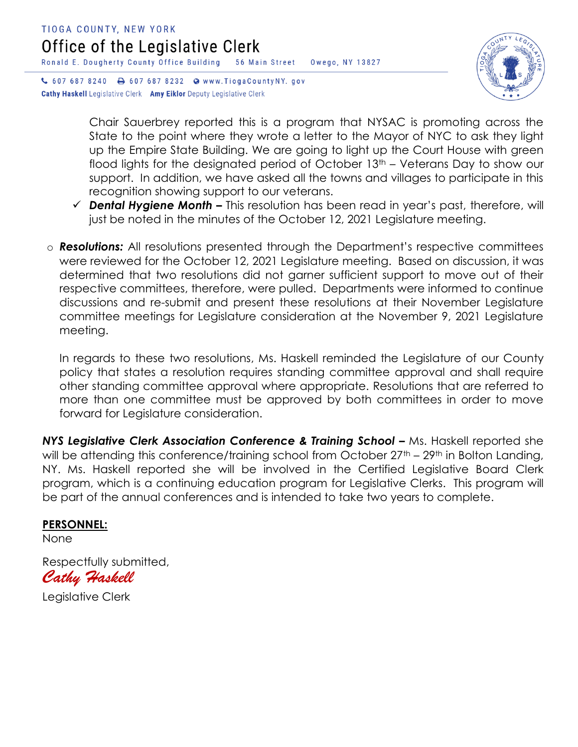Chair Sauerbrey reported this is a program that NYSAC is promoting across the State to the point where they wrote a letter to the Mayor of NYC to ask they light up the Empire State Building. We are going to light up the Court House with green flood lights for the designated period of October 13th – Veterans Day to show our support. In addition, we have asked all the towns and villages to participate in this recognition showing support to our veterans.

- ✓ ***Dental Hygiene Month –*** This resolution has been read in year's past, therefore, will just be noted in the minutes of the October 12, 2021 Legislature meeting.

- ***Resolutions:*** All resolutions presented through the Department's respective committees were reviewed for the October 12, 2021 Legislature meeting. Based on discussion, it was determined that two resolutions did not garner sufficient support to move out of their respective committees, therefore, were pulled. Departments were informed to continue discussions and re-submit and present these resolutions at their November Legislature committee meetings for Legislature consideration at the November 9, 2021 Legislature meeting.

  In regards to these two resolutions, Ms. Haskell reminded the Legislature of our County policy that states a resolution requires standing committee approval and shall require other standing committee approval where appropriate. Resolutions that are referred to more than one committee must be approved by both committees in order to move forward for Legislature consideration.

***NYS Legislative Clerk Association Conference & Training School –*** Ms. Haskell reported she will be attending this conference/training school from October 27th – 29th in Bolton Landing, NY. Ms. Haskell reported she will be involved in the Certified Legislative Board Clerk program, which is a continuing education program for Legislative Clerks. This program will be part of the annual conferences and is intended to take two years to complete.

**PERSONNEL:**

None

Respectfully submitted,

*Cathy Haskell*

Legislative Clerk